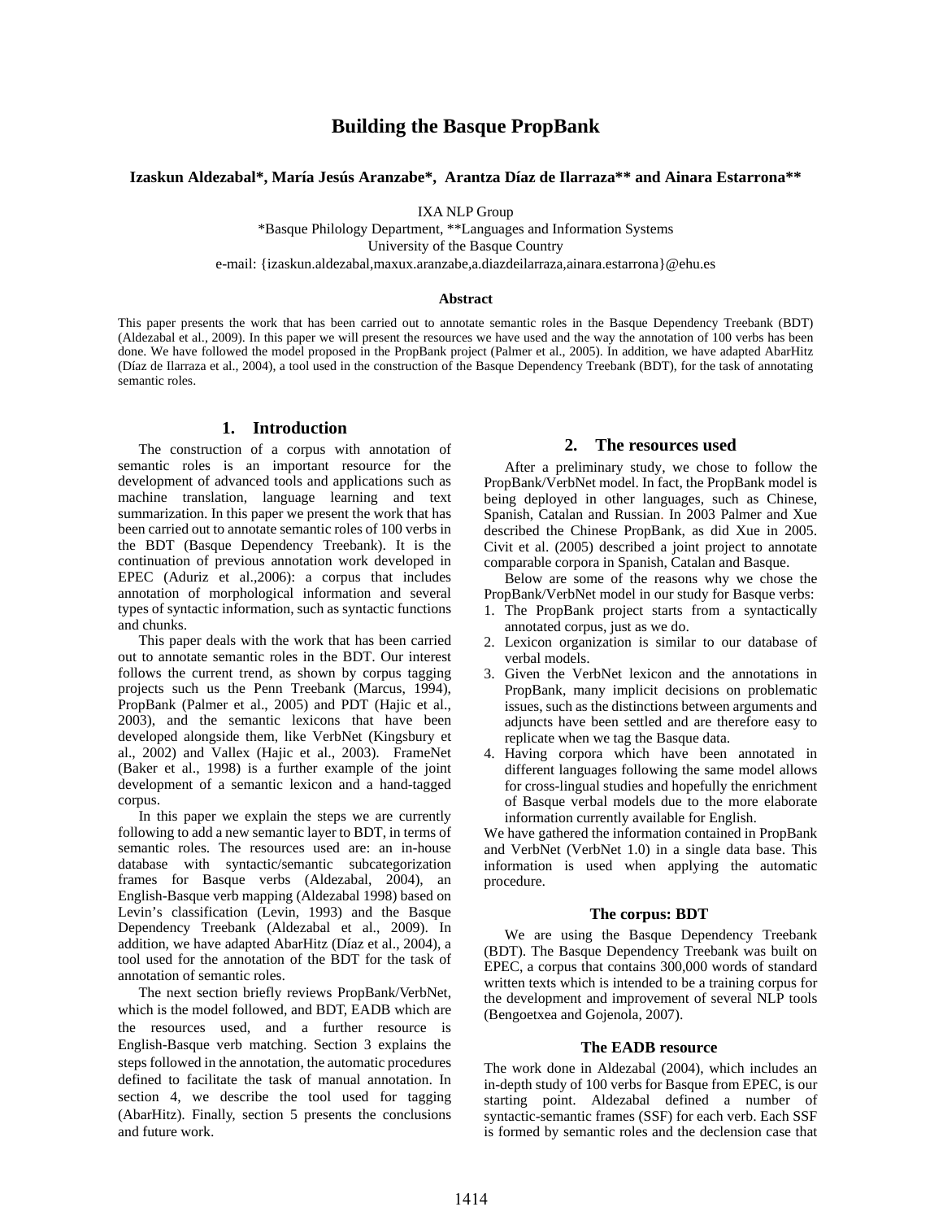# Building the Basque PropBank

**Izaskun Aldezabal\*, María Jesús Aranzabe\*, Arantza Díaz de Ilarraza\*\* and Ainara Estarrona\*\***

IXA NLP Group
\*Basque Philology Department, \*\*Languages and Information Systems
University of the Basque Country
e-mail: {izaskun.aldezabal,maxux.aranzabe,a.diazdeilarraza,ainara.estarrona}@ehu.es

### Abstract

This paper presents the work that has been carried out to annotate semantic roles in the Basque Dependency Treebank (BDT) (Aldezabal et al., 2009). In this paper we will present the resources we have used and the way the annotation of 100 verbs has been done. We have followed the model proposed in the PropBank project (Palmer et al., 2005). In addition, we have adapted AbarHitz (Díaz de Ilarraza et al., 2004), a tool used in the construction of the Basque Dependency Treebank (BDT), for the task of annotating semantic roles.

## 1. Introduction

The construction of a corpus with annotation of semantic roles is an important resource for the development of advanced tools and applications such as machine translation, language learning and text summarization. In this paper we present the work that has been carried out to annotate semantic roles of 100 verbs in the BDT (Basque Dependency Treebank). It is the continuation of previous annotation work developed in EPEC (Aduriz et al.,2006): a corpus that includes annotation of morphological information and several types of syntactic information, such as syntactic functions and chunks.

This paper deals with the work that has been carried out to annotate semantic roles in the BDT. Our interest follows the current trend, as shown by corpus tagging projects such us the Penn Treebank (Marcus, 1994), PropBank (Palmer et al., 2005) and PDT (Hajic et al., 2003), and the semantic lexicons that have been developed alongside them, like VerbNet (Kingsbury et al., 2002) and Vallex (Hajic et al., 2003). FrameNet (Baker et al., 1998) is a further example of the joint development of a semantic lexicon and a hand-tagged corpus.

In this paper we explain the steps we are currently following to add a new semantic layer to BDT, in terms of semantic roles. The resources used are: an in-house database with syntactic/semantic subcategorization frames for Basque verbs (Aldezabal, 2004), an English-Basque verb mapping (Aldezabal 1998) based on Levin's classification (Levin, 1993) and the Basque Dependency Treebank (Aldezabal et al., 2009). In addition, we have adapted AbarHitz (Díaz et al., 2004), a tool used for the annotation of the BDT for the task of annotation of semantic roles.

The next section briefly reviews PropBank/VerbNet, which is the model followed, and BDT, EADB which are the resources used, and a further resource is English-Basque verb matching. Section 3 explains the steps followed in the annotation, the automatic procedures defined to facilitate the task of manual annotation. In section 4, we describe the tool used for tagging (AbarHitz). Finally, section 5 presents the conclusions and future work.

## 2. The resources used

After a preliminary study, we chose to follow the PropBank/VerbNet model. In fact, the PropBank model is being deployed in other languages, such as Chinese, Spanish, Catalan and Russian. In 2003 Palmer and Xue described the Chinese PropBank, as did Xue in 2005. Civit et al. (2005) described a joint project to annotate comparable corpora in Spanish, Catalan and Basque.

Below are some of the reasons why we chose the PropBank/VerbNet model in our study for Basque verbs:

1. The PropBank project starts from a syntactically annotated corpus, just as we do.
2. Lexicon organization is similar to our database of verbal models.
3. Given the VerbNet lexicon and the annotations in PropBank, many implicit decisions on problematic issues, such as the distinctions between arguments and adjuncts have been settled and are therefore easy to replicate when we tag the Basque data.
4. Having corpora which have been annotated in different languages following the same model allows for cross-lingual studies and hopefully the enrichment of Basque verbal models due to the more elaborate information currently available for English.

We have gathered the information contained in PropBank and VerbNet (VerbNet 1.0) in a single data base. This information is used when applying the automatic procedure.

### The corpus: BDT

We are using the Basque Dependency Treebank (BDT). The Basque Dependency Treebank was built on EPEC, a corpus that contains 300,000 words of standard written texts which is intended to be a training corpus for the development and improvement of several NLP tools (Bengoetxea and Gojenola, 2007).

### The EADB resource

The work done in Aldezabal (2004), which includes an in-depth study of 100 verbs for Basque from EPEC, is our starting point. Aldezabal defined a number of syntactic-semantic frames (SSF) for each verb. Each SSF is formed by semantic roles and the declension case that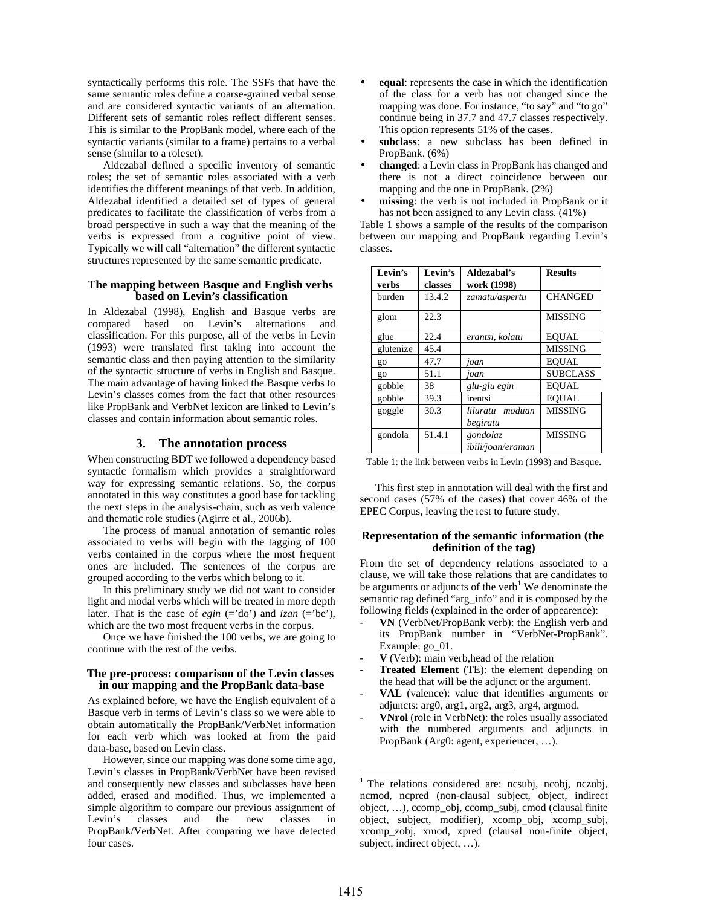syntactically performs this role. The SSFs that have the same semantic roles define a coarse-grained verbal sense and are considered syntactic variants of an alternation. Different sets of semantic roles reflect different senses. This is similar to the PropBank model, where each of the syntactic variants (similar to a frame) pertains to a verbal sense (similar to a roleset).

Aldezabal defined a specific inventory of semantic roles; the set of semantic roles associated with a verb identifies the different meanings of that verb. In addition, Aldezabal identified a detailed set of types of general predicates to facilitate the classification of verbs from a broad perspective in such a way that the meaning of the verbs is expressed from a cognitive point of view. Typically we will call "alternation" the different syntactic structures represented by the same semantic predicate.

### The mapping between Basque and English verbs based on Levin's classification

In Aldezabal (1998), English and Basque verbs are compared based on Levin's alternations and classification. For this purpose, all of the verbs in Levin (1993) were translated first taking into account the semantic class and then paying attention to the similarity of the syntactic structure of verbs in English and Basque. The main advantage of having linked the Basque verbs to Levin's classes comes from the fact that other resources like PropBank and VerbNet lexicon are linked to Levin's classes and contain information about semantic roles.

## 3. The annotation process

When constructing BDT we followed a dependency based syntactic formalism which provides a straightforward way for expressing semantic relations. So, the corpus annotated in this way constitutes a good base for tackling the next steps in the analysis-chain, such as verb valence and thematic role studies (Agirre et al., 2006b).

The process of manual annotation of semantic roles associated to verbs will begin with the tagging of 100 verbs contained in the corpus where the most frequent ones are included. The sentences of the corpus are grouped according to the verbs which belong to it.

In this preliminary study we did not want to consider light and modal verbs which will be treated in more depth later. That is the case of *egin* (='do') and *izan* (='be'), which are the two most frequent verbs in the corpus.

Once we have finished the 100 verbs, we are going to continue with the rest of the verbs.

### The pre-process: comparison of the Levin classes in our mapping and the PropBank data-base

As explained before, we have the English equivalent of a Basque verb in terms of Levin's class so we were able to obtain automatically the PropBank/VerbNet information for each verb which was looked at from the paid data-base, based on Levin class.

However, since our mapping was done some time ago, Levin's classes in PropBank/VerbNet have been revised and consequently new classes and subclasses have been added, erased and modified. Thus, we implemented a simple algorithm to compare our previous assignment of Levin's classes and the new classes in PropBank/VerbNet. After comparing we have detected four cases.

- **equal**: represents the case in which the identification of the class for a verb has not changed since the mapping was done. For instance, "to say" and "to go" continue being in 37.7 and 47.7 classes respectively. This option represents 51% of the cases.
- **subclass**: a new subclass has been defined in PropBank. (6%)
- **changed**: a Levin class in PropBank has changed and there is not a direct coincidence between our mapping and the one in PropBank. (2%)
- **missing**: the verb is not included in PropBank or it has not been assigned to any Levin class. (41%)

Table 1 shows a sample of the results of the comparison between our mapping and PropBank regarding Levin's classes.

| Levin's verbs | Levin's classes | Aldezabal's work (1998) | Results |
|---|---|---|---|
| burden | 13.4.2 | *zamatu/aspertu* | CHANGED |
| glom | 22.3 | | MISSING |
| glue | 22.4 | *erantsi, kolatu* | EQUAL |
| glutenize | 45.4 | | MISSING |
| go | 47.7 | *joan* | EQUAL |
| go | 51.1 | *joan* | SUBCLASS |
| gobble | 38 | *glu-glu egin* | EQUAL |
| gobble | 39.3 | irentsi | EQUAL |
| goggle | 30.3 | *liluratu moduan begiratu* | MISSING |
| gondola | 51.4.1 | *gondolaz ibili/joan/eraman* | MISSING |

Table 1: the link between verbs in Levin (1993) and Basque.

This first step in annotation will deal with the first and second cases (57% of the cases) that cover 46% of the EPEC Corpus, leaving the rest to future study.

### Representation of the semantic information (the definition of the tag)

From the set of dependency relations associated to a clause, we will take those relations that are candidates to be arguments or adjuncts of the verb[1] We denominate the semantic tag defined "arg_info" and it is composed by the following fields (explained in the order of appearence):

- **VN** (VerbNet/PropBank verb): the English verb and its PropBank number in "VerbNet-PropBank". Example: go_01.
- **V** (Verb): main verb,head of the relation
- **Treated Element** (TE): the element depending on the head that will be the adjunct or the argument.
- **VAL** (valence): value that identifies arguments or adjuncts: arg0, arg1, arg2, arg3, arg4, argmod.
- **VNrol** (role in VerbNet): the roles usually associated with the numbered arguments and adjuncts in PropBank (Arg0: agent, experiencer, …).

[1] The relations considered are: ncsubj, ncobj, nczobj, ncmod, ncpred (non-clausal subject, object, indirect object, …), ccomp_obj, ccomp_subj, cmod (clausal finite object, subject, modifier), xcomp_obj, xcomp_subj, xcomp_zobj, xmod, xpred (clausal non-finite object, subject, indirect object, …).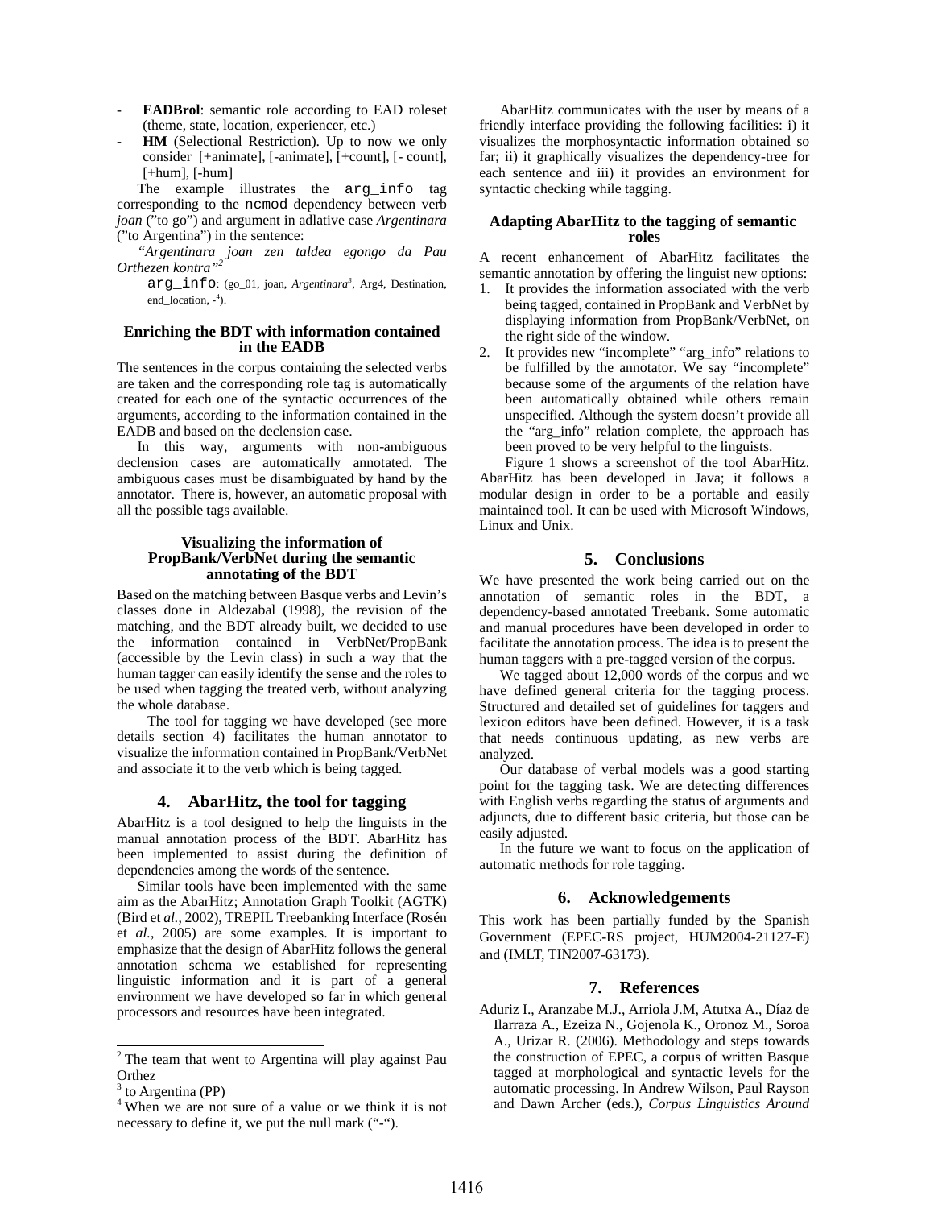- **EADBrol**: semantic role according to EAD roleset (theme, state, location, experiencer, etc.)
- **HM** (Selectional Restriction). Up to now we only consider [+animate], [-animate], [+count], [- count], [+hum], [-hum]

The example illustrates the `arg_info` tag corresponding to the `ncmod` dependency between verb *joan* ("to go") and argument in adlative case *Argentinara* ("to Argentina") in the sentence:

"*Argentinara joan zen taldea egongo da Pau Orthezen kontra*"[2]

`arg_info`: (go_01, joan, *Argentinara*[3], Arg4, Destination, end_location, -[4]).

### Enriching the BDT with information contained in the EADB

The sentences in the corpus containing the selected verbs are taken and the corresponding role tag is automatically created for each one of the syntactic occurrences of the arguments, according to the information contained in the EADB and based on the declension case.

In this way, arguments with non-ambiguous declension cases are automatically annotated. The ambiguous cases must be disambiguated by hand by the annotator. There is, however, an automatic proposal with all the possible tags available.

### Visualizing the information of PropBank/VerbNet during the semantic annotating of the BDT

Based on the matching between Basque verbs and Levin's classes done in Aldezabal (1998), the revision of the matching, and the BDT already built, we decided to use the information contained in VerbNet/PropBank (accessible by the Levin class) in such a way that the human tagger can easily identify the sense and the roles to be used when tagging the treated verb, without analyzing the whole database.

The tool for tagging we have developed (see more details section 4) facilitates the human annotator to visualize the information contained in PropBank/VerbNet and associate it to the verb which is being tagged.

## 4. AbarHitz, the tool for tagging

AbarHitz is a tool designed to help the linguists in the manual annotation process of the BDT. AbarHitz has been implemented to assist during the definition of dependencies among the words of the sentence.

Similar tools have been implemented with the same aim as the AbarHitz; Annotation Graph Toolkit (AGTK) (Bird et *al.*, 2002), TREPIL Treebanking Interface (Rosén et *al.*, 2005) are some examples. It is important to emphasize that the design of AbarHitz follows the general annotation schema we established for representing linguistic information and it is part of a general environment we have developed so far in which general processors and resources have been integrated.

AbarHitz communicates with the user by means of a friendly interface providing the following facilities: i) it visualizes the morphosyntactic information obtained so far; ii) it graphically visualizes the dependency-tree for each sentence and iii) it provides an environment for syntactic checking while tagging.

### Adapting AbarHitz to the tagging of semantic roles

A recent enhancement of AbarHitz facilitates the semantic annotation by offering the linguist new options:

1. It provides the information associated with the verb being tagged, contained in PropBank and VerbNet by displaying information from PropBank/VerbNet, on the right side of the window.
2. It provides new "incomplete" "arg_info" relations to be fulfilled by the annotator. We say "incomplete" because some of the arguments of the relation have been automatically obtained while others remain unspecified. Although the system doesn't provide all the "arg_info" relation complete, the approach has been proved to be very helpful to the linguists.

Figure 1 shows a screenshot of the tool AbarHitz. AbarHitz has been developed in Java; it follows a modular design in order to be a portable and easily maintained tool. It can be used with Microsoft Windows, Linux and Unix.

## 5. Conclusions

We have presented the work being carried out on the annotation of semantic roles in the BDT, a dependency-based annotated Treebank. Some automatic and manual procedures have been developed in order to facilitate the annotation process. The idea is to present the human taggers with a pre-tagged version of the corpus.

We tagged about 12,000 words of the corpus and we have defined general criteria for the tagging process. Structured and detailed set of guidelines for taggers and lexicon editors have been defined. However, it is a task that needs continuous updating, as new verbs are analyzed.

Our database of verbal models was a good starting point for the tagging task. We are detecting differences with English verbs regarding the status of arguments and adjuncts, due to different basic criteria, but those can be easily adjusted.

In the future we want to focus on the application of automatic methods for role tagging.

## 6. Acknowledgements

This work has been partially funded by the Spanish Government (EPEC-RS project, HUM2004-21127-E) and (IMLT, TIN2007-63173).

## 7. References

Aduriz I., Aranzabe M.J., Arriola J.M, Atutxa A., Díaz de Ilarraza A., Ezeiza N., Gojenola K., Oronoz M., Soroa A., Urizar R. (2006). Methodology and steps towards the construction of EPEC, a corpus of written Basque tagged at morphological and syntactic levels for the automatic processing. In Andrew Wilson, Paul Rayson and Dawn Archer (eds.), *Corpus Linguistics Around*

---

[2] The team that went to Argentina will play against Pau Orthez

[3] to Argentina (PP)

[4] When we are not sure of a value or we think it is not necessary to define it, we put the null mark ("-").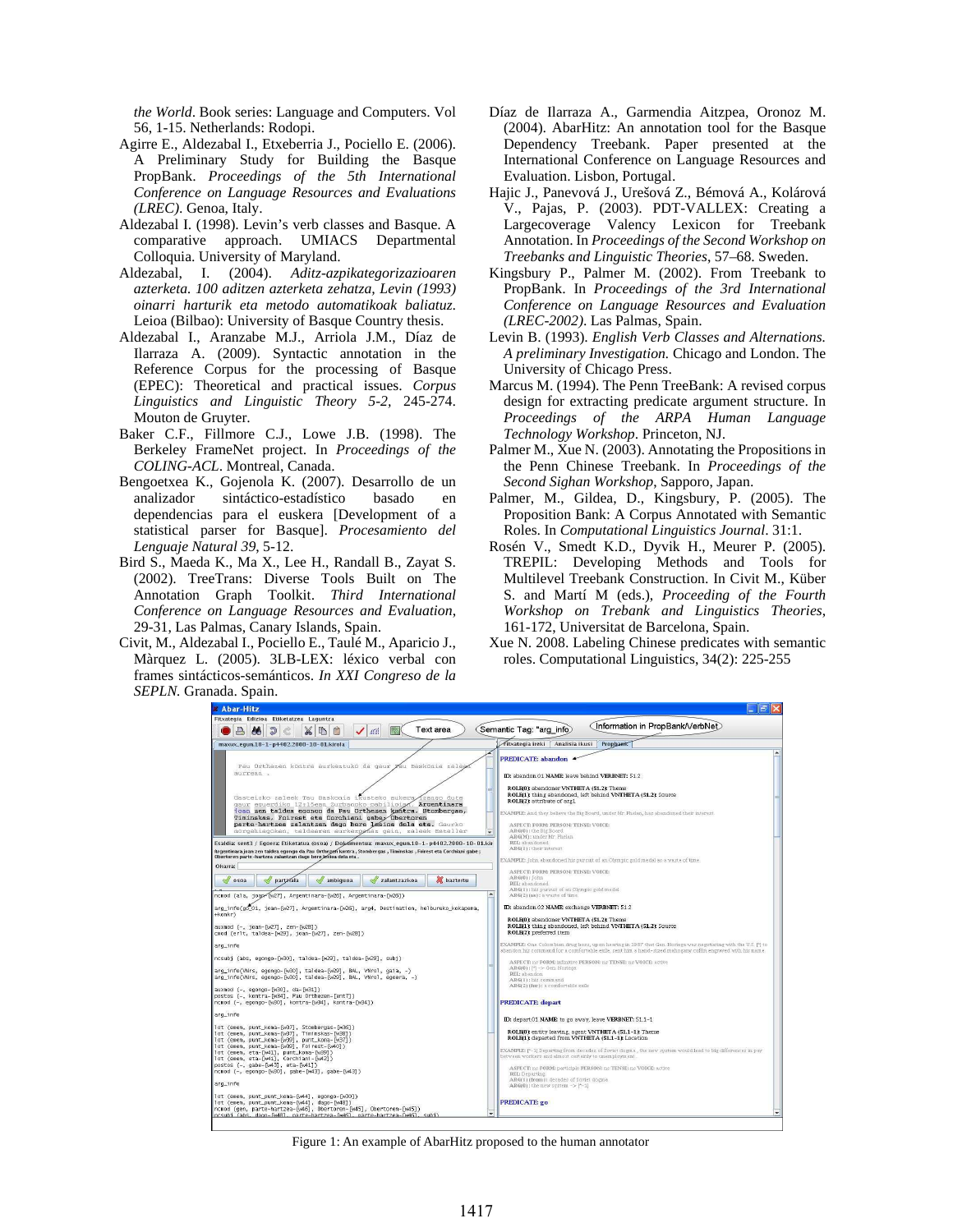*the World*. Book series: Language and Computers. Vol 56, 1-15. Netherlands: Rodopi.

Agirre E., Aldezabal I., Etxeberria J., Pociello E. (2006). A Preliminary Study for Building the Basque PropBank. *Proceedings of the 5th International Conference on Language Resources and Evaluations (LREC)*. Genoa, Italy.

Aldezabal I. (1998). Levin's verb classes and Basque. A comparative approach. UMIACS Departmental Colloquia. University of Maryland.

Aldezabal, I. (2004). *Aditz-azpikategorizazioaren azterketa. 100 aditzen azterketa zehatza, Levin (1993) oinarri harturik eta metodo automatikoak baliatuz.* Leioa (Bilbao): University of Basque Country thesis.

Aldezabal I., Aranzabe M.J., Arriola J.M., Díaz de Ilarraza A. (2009). Syntactic annotation in the Reference Corpus for the processing of Basque (EPEC): Theoretical and practical issues. *Corpus Linguistics and Linguistic Theory 5-2,* 245-274. Mouton de Gruyter.

Baker C.F., Fillmore C.J., Lowe J.B. (1998). The Berkeley FrameNet project. In *Proceedings of the COLING-ACL*. Montreal, Canada.

Bengoetxea K., Gojenola K. (2007). Desarrollo de un analizador sintáctico-estadístico basado en dependencias para el euskera [Development of a statistical parser for Basque]. *Procesamiento del Lenguaje Natural 39*, 5-12.

Bird S., Maeda K., Ma X., Lee H., Randall B., Zayat S. (2002). TreeTrans: Diverse Tools Built on The Annotation Graph Toolkit. *Third International Conference on Language Resources and Evaluation*, 29-31, Las Palmas, Canary Islands, Spain.

Civit, M., Aldezabal I., Pociello E., Taulé M., Aparicio J., Màrquez L. (2005). 3LB-LEX: léxico verbal con frames sintácticos-semánticos. *In XXI Congreso de la SEPLN.* Granada. Spain.

Díaz de Ilarraza A., Garmendia Aitzpea, Oronoz M. (2004). AbarHitz: An annotation tool for the Basque Dependency Treebank. Paper presented at the International Conference on Language Resources and Evaluation. Lisbon, Portugal.

Hajic J., Panevová J., Urešová Z., Bémová A., Kolárová V., Pajas, P. (2003). PDT-VALLEX: Creating a Largecoverage Valency Lexicon for Treebank Annotation. In *Proceedings of the Second Workshop on Treebanks and Linguistic Theories*, 57–68. Sweden.

Kingsbury P., Palmer M. (2002). From Treebank to PropBank. In *Proceedings of the 3rd International Conference on Language Resources and Evaluation (LREC-2002)*. Las Palmas, Spain.

Levin B. (1993). *English Verb Classes and Alternations. A preliminary Investigation.* Chicago and London. The University of Chicago Press.

Marcus M. (1994). The Penn TreeBank: A revised corpus design for extracting predicate argument structure. In *Proceedings of the ARPA Human Language Technology Workshop*. Princeton, NJ.

Palmer M., Xue N. (2003). Annotating the Propositions in the Penn Chinese Treebank. In *Proceedings of the Second Sighan Workshop*, Sapporo, Japan.

Palmer, M., Gildea, D., Kingsbury, P. (2005). The Proposition Bank: A Corpus Annotated with Semantic Roles. In *Computational Linguistics Journal*. 31:1.

Rosén V., Smedt K.D., Dyvik H., Meurer P. (2005). TREPIL: Developing Methods and Tools for Multilevel Treebank Construction. In Civit M., Küber S. and Martí M (eds.), *Proceeding of the Fourth Workshop on Trebank and Linguistics Theories*, 161-172, Universitat de Barcelona, Spain.

Xue N. 2008. Labeling Chinese predicates with semantic roles. Computational Linguistics, 34(2): 225-255

Figure 1: An example of AbarHitz proposed to the human annotator